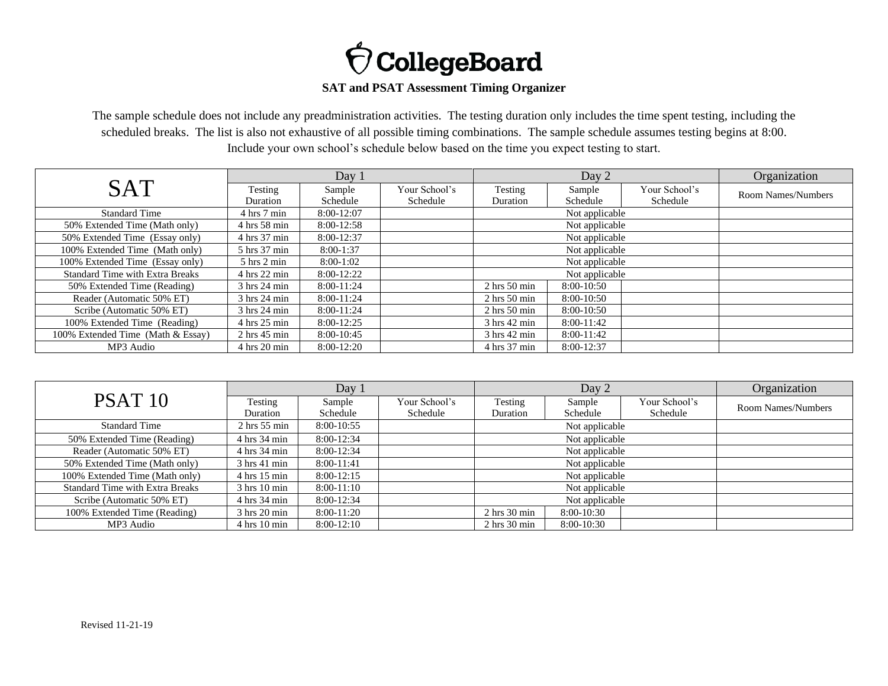CollegeBoard

**SAT and PSAT Assessment Timing Organizer**

The sample schedule does not include any preadministration activities. The testing duration only includes the time spent testing, including the scheduled breaks. The list is also not exhaustive of all possible timing combinations. The sample schedule assumes testing begins at 8:00. Include your own school's schedule below based on the time you expect testing to start.

| SAT | Day 1 | | | Day 2 | | | Organization |
|---|---|---|---|---|---|---|---|
| | Testing Duration | Sample Schedule | Your School's Schedule | Testing Duration | Sample Schedule | Your School's Schedule | Room Names/Numbers |
| Standard Time | 4 hrs 7 min | 8:00-12:07 | | Not applicable | | | |
| 50% Extended Time (Math only) | 4 hrs 58 min | 8:00-12:58 | | Not applicable | | | |
| 50% Extended Time (Essay only) | 4 hrs 37 min | 8:00-12:37 | | Not applicable | | | |
| 100% Extended Time (Math only) | 5 hrs 37 min | 8:00-1:37 | | Not applicable | | | |
| 100% Extended Time (Essay only) | 5 hrs 2 min | 8:00-1:02 | | Not applicable | | | |
| Standard Time with Extra Breaks | 4 hrs 22 min | 8:00-12:22 | | Not applicable | | | |
| 50% Extended Time (Reading) | 3 hrs 24 min | 8:00-11:24 | | 2 hrs 50 min | 8:00-10:50 | | |
| Reader (Automatic 50% ET) | 3 hrs 24 min | 8:00-11:24 | | 2 hrs 50 min | 8:00-10:50 | | |
| Scribe (Automatic 50% ET) | 3 hrs 24 min | 8:00-11:24 | | 2 hrs 50 min | 8:00-10:50 | | |
| 100% Extended Time (Reading) | 4 hrs 25 min | 8:00-12:25 | | 3 hrs 42 min | 8:00-11:42 | | |
| 100% Extended Time (Math & Essay) | 2 hrs 45 min | 8:00-10:45 | | 3 hrs 42 min | 8:00-11:42 | | |
| MP3 Audio | 4 hrs 20 min | 8:00-12:20 | | 4 hrs 37 min | 8:00-12:37 | | |

| PSAT 10 | Day 1 | | | Day 2 | | | Organization |
|---|---|---|---|---|---|---|---|
| | Testing Duration | Sample Schedule | Your School's Schedule | Testing Duration | Sample Schedule | Your School's Schedule | Room Names/Numbers |
| Standard Time | 2 hrs 55 min | 8:00-10:55 | | Not applicable | | | |
| 50% Extended Time (Reading) | 4 hrs 34 min | 8:00-12:34 | | Not applicable | | | |
| Reader (Automatic 50% ET) | 4 hrs 34 min | 8:00-12:34 | | Not applicable | | | |
| 50% Extended Time (Math only) | 3 hrs 41 min | 8:00-11:41 | | Not applicable | | | |
| 100% Extended Time (Math only) | 4 hrs 15 min | 8:00-12:15 | | Not applicable | | | |
| Standard Time with Extra Breaks | 3 hrs 10 min | 8:00-11:10 | | Not applicable | | | |
| Scribe (Automatic 50% ET) | 4 hrs 34 min | 8:00-12:34 | | Not applicable | | | |
| 100% Extended Time (Reading) | 3 hrs 20 min | 8:00-11:20 | | 2 hrs 30 min | 8:00-10:30 | | |
| MP3 Audio | 4 hrs 10 min | 8:00-12:10 | | 2 hrs 30 min | 8:00-10:30 | | |

Revised 11-21-19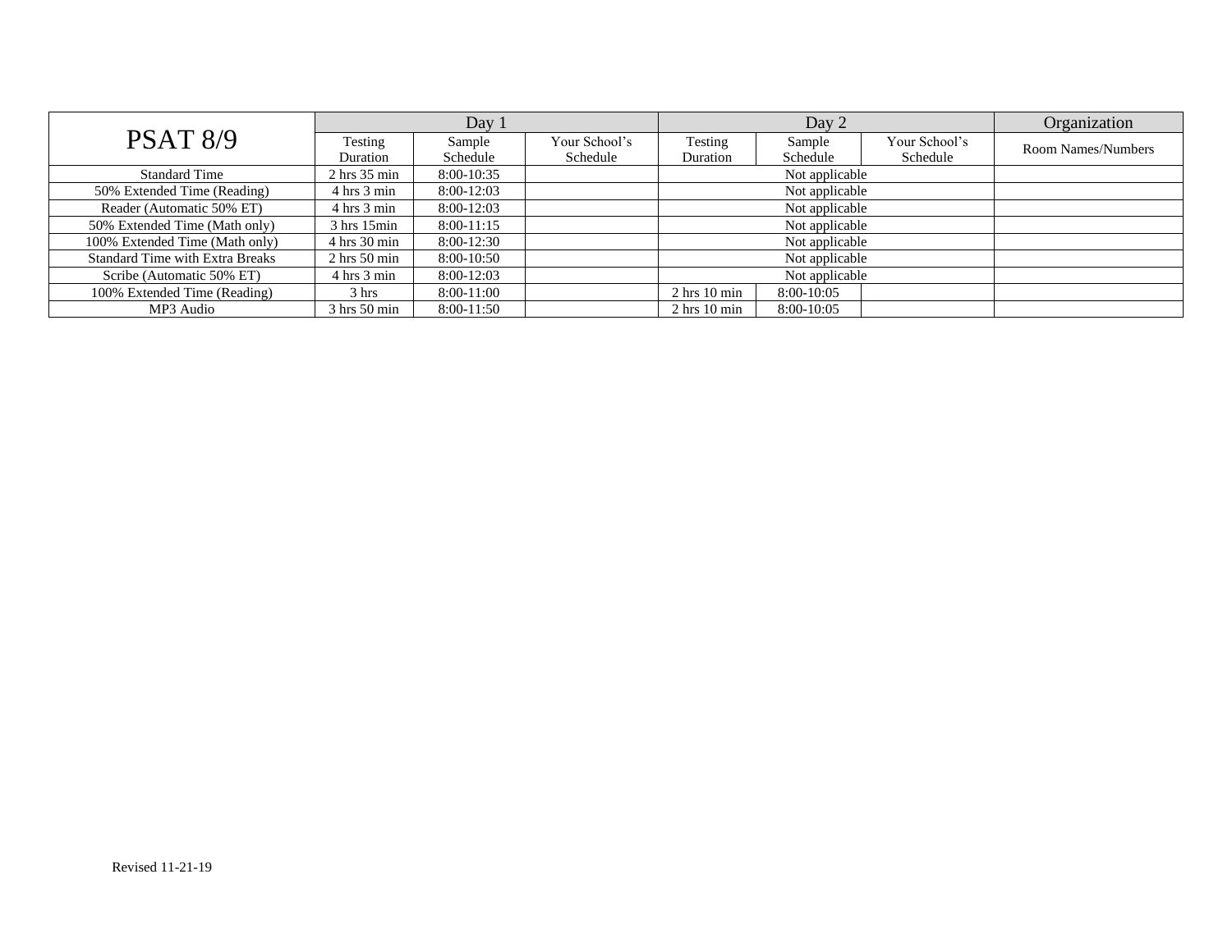| PSAT 8/9 | Day 1 | | | Day 2 | | | Organization |
|---|---|---|---|---|---|---|---|
| | Testing Duration | Sample Schedule | Your School's Schedule | Testing Duration | Sample Schedule | Your School's Schedule | Room Names/Numbers |
| Standard Time | 2 hrs 35 min | 8:00-10:35 | | Not applicable | | | |
| 50% Extended Time (Reading) | 4 hrs 3 min | 8:00-12:03 | | Not applicable | | | |
| Reader (Automatic 50% ET) | 4 hrs 3 min | 8:00-12:03 | | Not applicable | | | |
| 50% Extended Time (Math only) | 3 hrs 15min | 8:00-11:15 | | Not applicable | | | |
| 100% Extended Time (Math only) | 4 hrs 30 min | 8:00-12:30 | | Not applicable | | | |
| Standard Time with Extra Breaks | 2 hrs 50 min | 8:00-10:50 | | Not applicable | | | |
| Scribe (Automatic 50% ET) | 4 hrs 3 min | 8:00-12:03 | | Not applicable | | | |
| 100% Extended Time (Reading) | 3 hrs | 8:00-11:00 | | 2 hrs 10 min | 8:00-10:05 | | |
| MP3 Audio | 3 hrs 50 min | 8:00-11:50 | | 2 hrs 10 min | 8:00-10:05 | | |

Revised 11-21-19